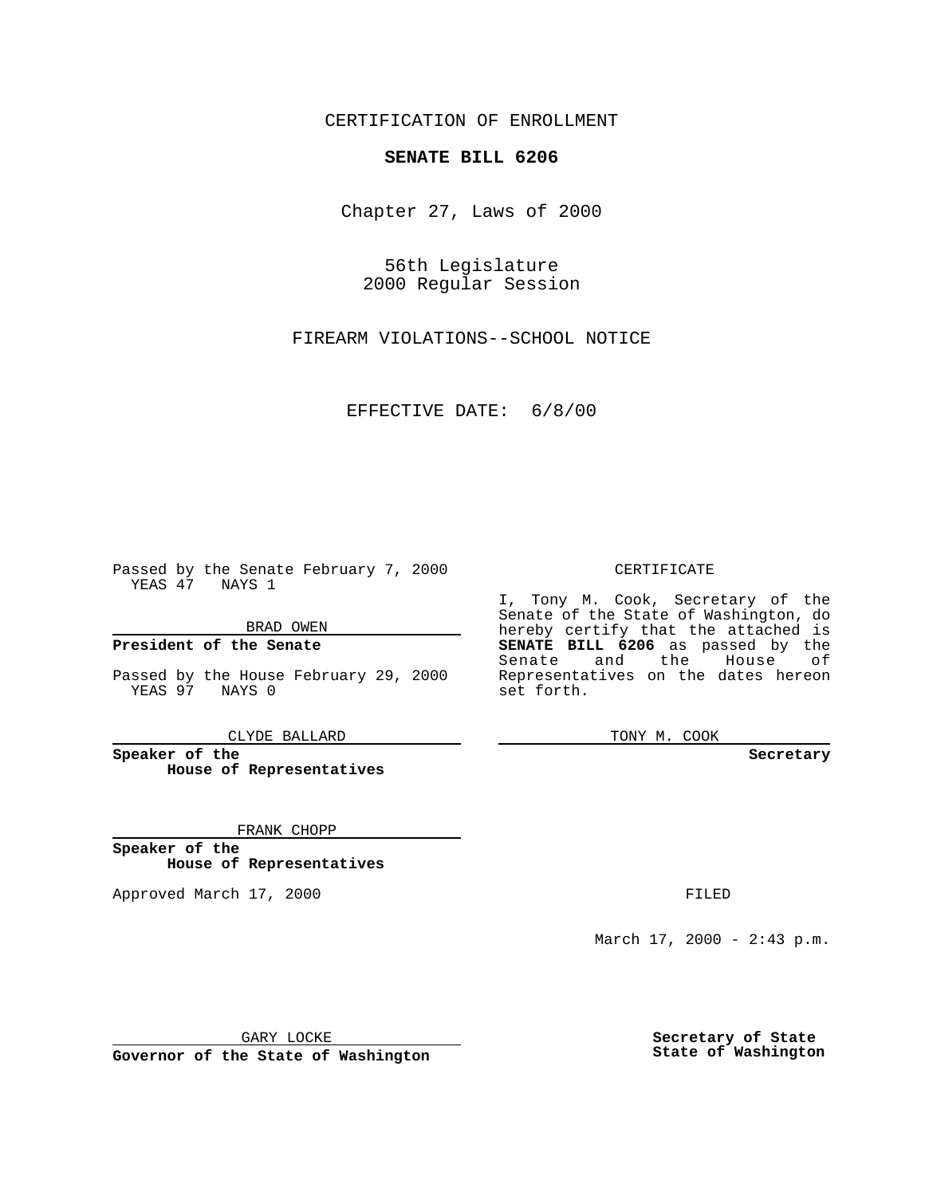CERTIFICATION OF ENROLLMENT

**SENATE BILL 6206**

Chapter 27, Laws of 2000

56th Legislature
2000 Regular Session

FIREARM VIOLATIONS--SCHOOL NOTICE

EFFECTIVE DATE: 6/8/00

Passed by the Senate February 7, 2000
YEAS 47 NAYS 1

BRAD OWEN

**President of the Senate**

Passed by the House February 29, 2000
YEAS 97 NAYS 0

CLYDE BALLARD

**Speaker of the House of Representatives**

FRANK CHOPP

**Speaker of the House of Representatives**

Approved March 17, 2000

GARY LOCKE

**Governor of the State of Washington**

CERTIFICATE

I, Tony M. Cook, Secretary of the Senate of the State of Washington, do hereby certify that the attached is **SENATE BILL 6206** as passed by the Senate and the House of Representatives on the dates hereon set forth.

TONY M. COOK

**Secretary**

FILED

March 17, 2000 - 2:43 p.m.

**Secretary of State**
**State of Washington**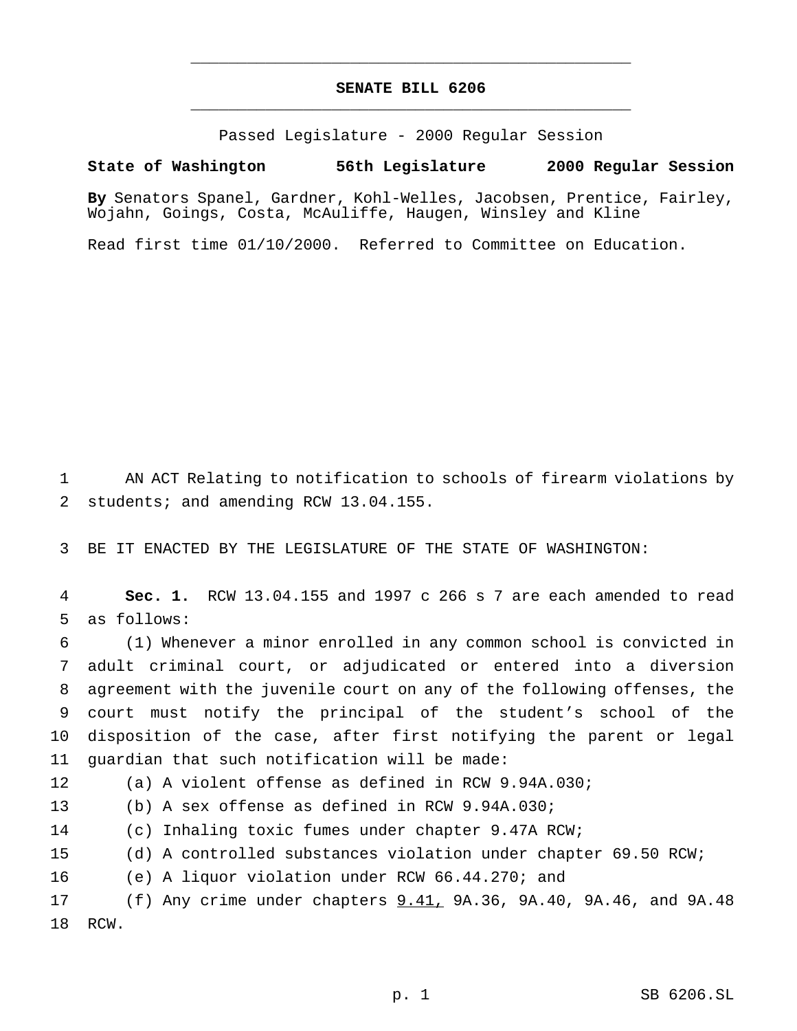# SENATE BILL 6206

Passed Legislature - 2000 Regular Session

**State of Washington 56th Legislature 2000 Regular Session**

**By** Senators Spanel, Gardner, Kohl-Welles, Jacobsen, Prentice, Fairley, Wojahn, Goings, Costa, McAuliffe, Haugen, Winsley and Kline

Read first time 01/10/2000. Referred to Committee on Education.

AN ACT Relating to notification to schools of firearm violations by students; and amending RCW 13.04.155.

BE IT ENACTED BY THE LEGISLATURE OF THE STATE OF WASHINGTON:

**Sec. 1.** RCW 13.04.155 and 1997 c 266 s 7 are each amended to read as follows:

(1) Whenever a minor enrolled in any common school is convicted in adult criminal court, or adjudicated or entered into a diversion agreement with the juvenile court on any of the following offenses, the court must notify the principal of the student's school of the disposition of the case, after first notifying the parent or legal guardian that such notification will be made:

(a) A violent offense as defined in RCW 9.94A.030;

(b) A sex offense as defined in RCW 9.94A.030;

(c) Inhaling toxic fumes under chapter 9.47A RCW;

(d) A controlled substances violation under chapter 69.50 RCW;

(e) A liquor violation under RCW 66.44.270; and

(f) Any crime under chapters <u>9.41,</u> 9A.36, 9A.40, 9A.46, and 9A.48 RCW.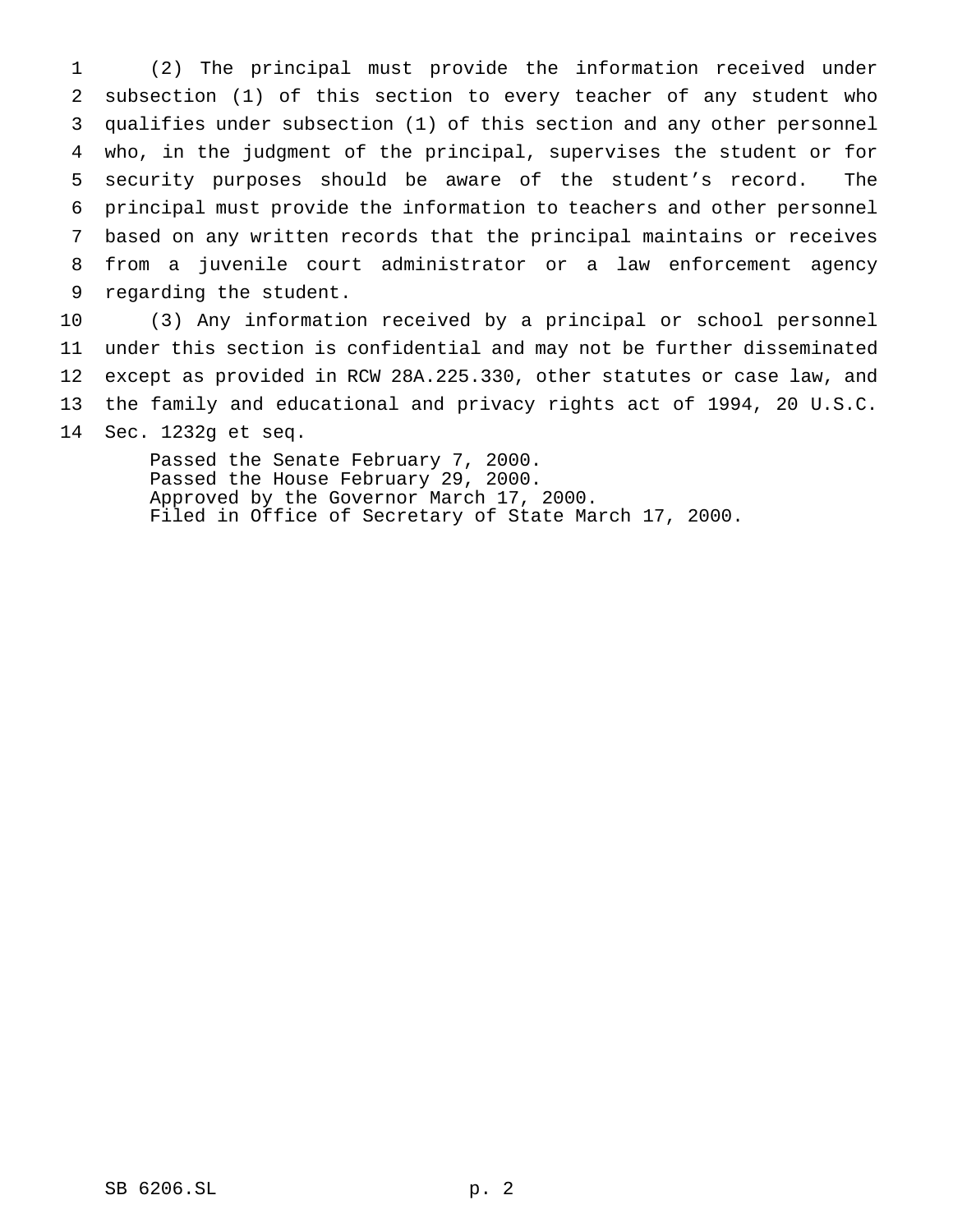(2) The principal must provide the information received under subsection (1) of this section to every teacher of any student who qualifies under subsection (1) of this section and any other personnel who, in the judgment of the principal, supervises the student or for security purposes should be aware of the student's record. The principal must provide the information to teachers and other personnel based on any written records that the principal maintains or receives from a juvenile court administrator or a law enforcement agency regarding the student.

(3) Any information received by a principal or school personnel under this section is confidential and may not be further disseminated except as provided in RCW 28A.225.330, other statutes or case law, and the family and educational and privacy rights act of 1994, 20 U.S.C. Sec. 1232g et seq.

Passed the Senate February 7, 2000.
Passed the House February 29, 2000.
Approved by the Governor March 17, 2000.
Filed in Office of Secretary of State March 17, 2000.